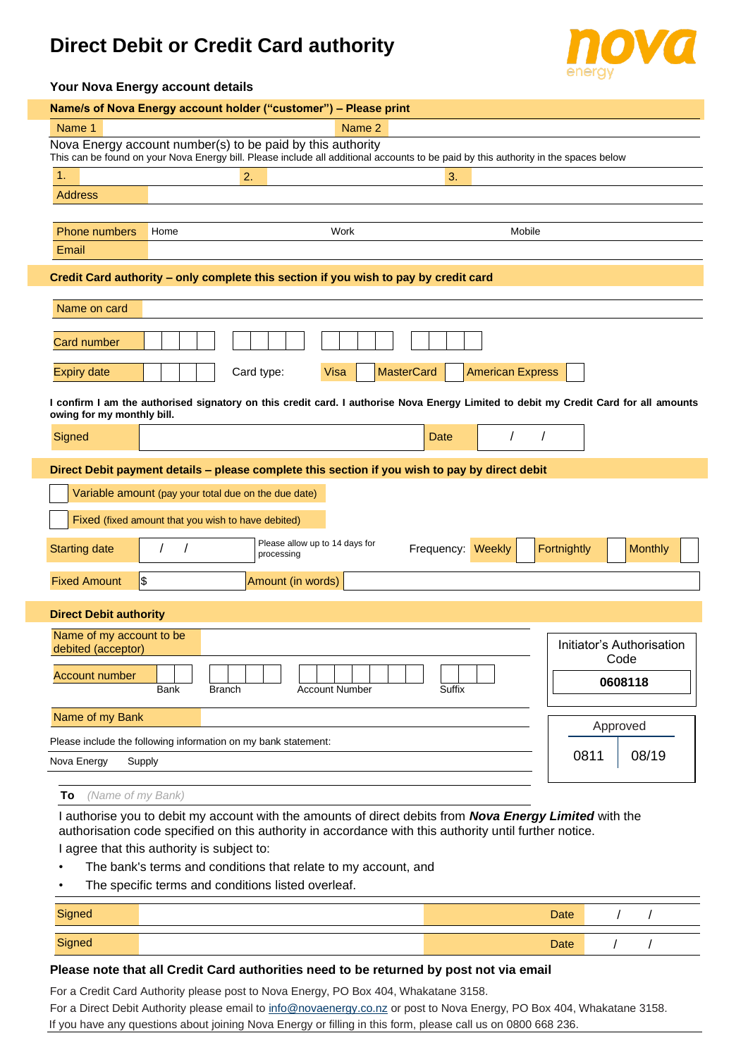# Direct Debit or Credit Card authority

nova energy

### Your Nova Energy account details

**Name/s of Nova Energy account holder ("customer") – Please print**

| Name 1 | | Name 2 | |
|---|---|---|---|

Nova Energy account number(s) to be paid by this authority
This can be found on your Nova Energy bill. Please include all additional accounts to be paid by this authority in the spaces below

| 1. | | 2. | | 3. | |
|---|---|---|---|---|---|

| Address | |
|---|---|
| Phone numbers | Home / Work / Mobile |
| Email | |

**Credit Card authority – only complete this section if you wish to pay by credit card**

| Name on card | |
|---|---|
| Card number | |
| Expiry date | Card type: Visa ☐ MasterCard ☐ American Express ☐ |

**I confirm I am the authorised signatory on this credit card. I authorise Nova Energy Limited to debit my Credit Card for all amounts owing for my monthly bill.**

| Signed | | Date | / / |
|---|---|---|---|

**Direct Debit payment details – please complete this section if you wish to pay by direct debit**

☐ Variable amount (pay your total due on the due date)

☐ Fixed (fixed amount that you wish to have debited)

| Starting date | / / | Please allow up to 14 days for processing | Frequency: Weekly ☐ Fortnightly ☐ Monthly ☐ |
|---|---|---|---|
| Fixed Amount | $ | Amount (in words) | |

**Direct Debit authority**

| Name of my account to be debited (acceptor) | |
|---|---|
| Account number | Bank / Branch / Account Number / Suffix |
| Name of my Bank | |

Initiator's Authorisation Code: **0608118**

Approved: 0811 | 08/19

Please include the following information on my bank statement:

Nova Energy Supply

**To** *(Name of my Bank)*

I authorise you to debit my account with the amounts of direct debits from ***Nova Energy Limited*** with the authorisation code specified on this authority in accordance with this authority until further notice.

I agree that this authority is subject to:

- The bank's terms and conditions that relate to my account, and
- The specific terms and conditions listed overleaf.

| Signed | | Date | / / |
|---|---|---|---|
| Signed | | Date | / / |

**Please note that all Credit Card authorities need to be returned by post not via email**

For a Credit Card Authority please post to Nova Energy, PO Box 404, Whakatane 3158.

For a Direct Debit Authority please email to info@novaenergy.co.nz or post to Nova Energy, PO Box 404, Whakatane 3158.

If you have any questions about joining Nova Energy or filling in this form, please call us on 0800 668 236.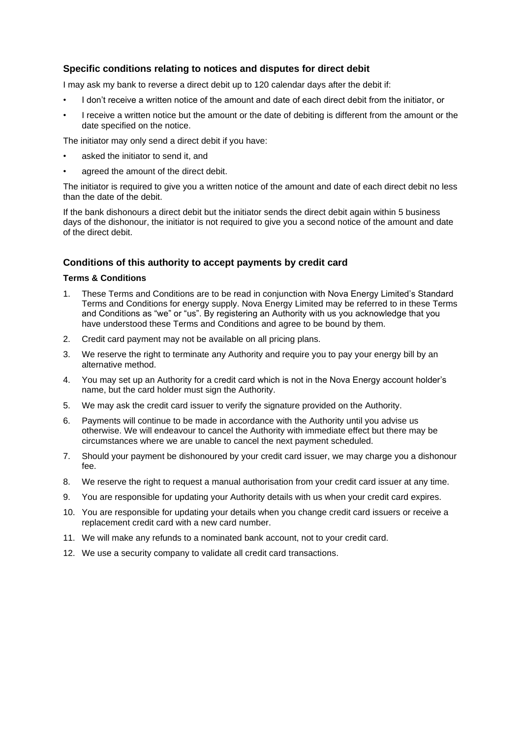## Specific conditions relating to notices and disputes for direct debit

I may ask my bank to reverse a direct debit up to 120 calendar days after the debit if:

- I don't receive a written notice of the amount and date of each direct debit from the initiator, or
- I receive a written notice but the amount or the date of debiting is different from the amount or the date specified on the notice.

The initiator may only send a direct debit if you have:

- asked the initiator to send it, and
- agreed the amount of the direct debit.

The initiator is required to give you a written notice of the amount and date of each direct debit no less than the date of the debit.

If the bank dishonours a direct debit but the initiator sends the direct debit again within 5 business days of the dishonour, the initiator is not required to give you a second notice of the amount and date of the direct debit.

## Conditions of this authority to accept payments by credit card

### Terms & Conditions

1. These Terms and Conditions are to be read in conjunction with Nova Energy Limited's Standard Terms and Conditions for energy supply. Nova Energy Limited may be referred to in these Terms and Conditions as "we" or "us". By registering an Authority with us you acknowledge that you have understood these Terms and Conditions and agree to be bound by them.
2. Credit card payment may not be available on all pricing plans.
3. We reserve the right to terminate any Authority and require you to pay your energy bill by an alternative method.
4. You may set up an Authority for a credit card which is not in the Nova Energy account holder's name, but the card holder must sign the Authority.
5. We may ask the credit card issuer to verify the signature provided on the Authority.
6. Payments will continue to be made in accordance with the Authority until you advise us otherwise. We will endeavour to cancel the Authority with immediate effect but there may be circumstances where we are unable to cancel the next payment scheduled.
7. Should your payment be dishonoured by your credit card issuer, we may charge you a dishonour fee.
8. We reserve the right to request a manual authorisation from your credit card issuer at any time.
9. You are responsible for updating your Authority details with us when your credit card expires.
10. You are responsible for updating your details when you change credit card issuers or receive a replacement credit card with a new card number.
11. We will make any refunds to a nominated bank account, not to your credit card.
12. We use a security company to validate all credit card transactions.